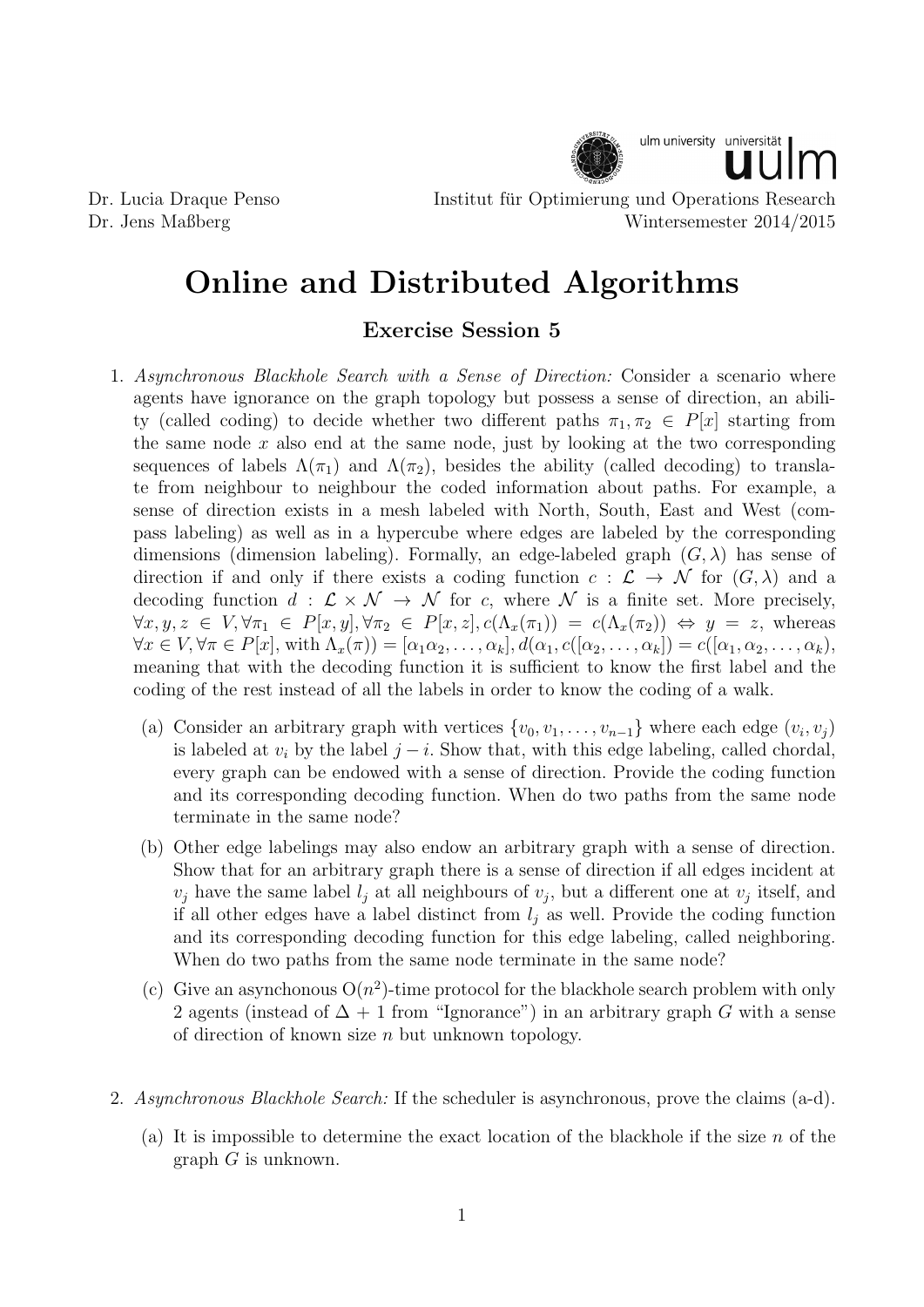Dr. Lucia Draque Penso
Dr. Jens Maßberg

Institut für Optimierung und Operations Research
Wintersemester 2014/2015

# Online and Distributed Algorithms

## Exercise Session 5

1. *Asynchronous Blackhole Search with a Sense of Direction:* Consider a scenario where agents have ignorance on the graph topology but possess a sense of direction, an ability (called coding) to decide whether two different paths $\pi_1, \pi_2 \in P[x]$ starting from the same node $x$ also end at the same node, just by looking at the two corresponding sequences of labels $\Lambda(\pi_1)$ and $\Lambda(\pi_2)$, besides the ability (called decoding) to translate from neighbour to neighbour the coded information about paths. For example, a sense of direction exists in a mesh labeled with North, South, East and West (compass labeling) as well as in a hypercube where edges are labeled by the corresponding dimensions (dimension labeling). Formally, an edge-labeled graph $(G, \lambda)$ has sense of direction if and only if there exists a coding function $c : \mathcal{L} \to \mathcal{N}$ for $(G, \lambda)$ and a decoding function $d : \mathcal{L} \times \mathcal{N} \to \mathcal{N}$ for $c$, where $\mathcal{N}$ is a finite set. More precisely, $\forall x, y, z \in V, \forall \pi_1 \in P[x, y], \forall \pi_2 \in P[x, z], c(\Lambda_x(\pi_1)) = c(\Lambda_x(\pi_2)) \Leftrightarrow y = z$, whereas $\forall x \in V, \forall \pi \in P[x]$, with $\Lambda_x(\pi)) = [\alpha_1 \alpha_2, \ldots, \alpha_k], d(\alpha_1, c([\alpha_2, \ldots, \alpha_k]) = c([\alpha_1, \alpha_2, \ldots, \alpha_k])$, meaning that with the decoding function it is sufficient to know the first label and the coding of the rest instead of all the labels in order to know the coding of a walk.

   (a) Consider an arbitrary graph with vertices $\{v_0, v_1, \ldots, v_{n-1}\}$ where each edge $(v_i, v_j)$ is labeled at $v_i$ by the label $j - i$. Show that, with this edge labeling, called chordal, every graph can be endowed with a sense of direction. Provide the coding function and its corresponding decoding function. When do two paths from the same node terminate in the same node?

   (b) Other edge labelings may also endow an arbitrary graph with a sense of direction. Show that for an arbitrary graph there is a sense of direction if all edges incident at $v_j$ have the same label $l_j$ at all neighbours of $v_j$, but a different one at $v_j$ itself, and if all other edges have a label distinct from $l_j$ as well. Provide the coding function and its corresponding decoding function for this edge labeling, called neighboring. When do two paths from the same node terminate in the same node?

   (c) Give an asynchonous $O(n^2)$-time protocol for the blackhole search problem with only 2 agents (instead of $\Delta + 1$ from "Ignorance") in an arbitrary graph $G$ with a sense of direction of known size $n$ but unknown topology.

2. *Asynchronous Blackhole Search:* If the scheduler is asynchronous, prove the claims (a-d).

   (a) It is impossible to determine the exact location of the blackhole if the size $n$ of the graph $G$ is unknown.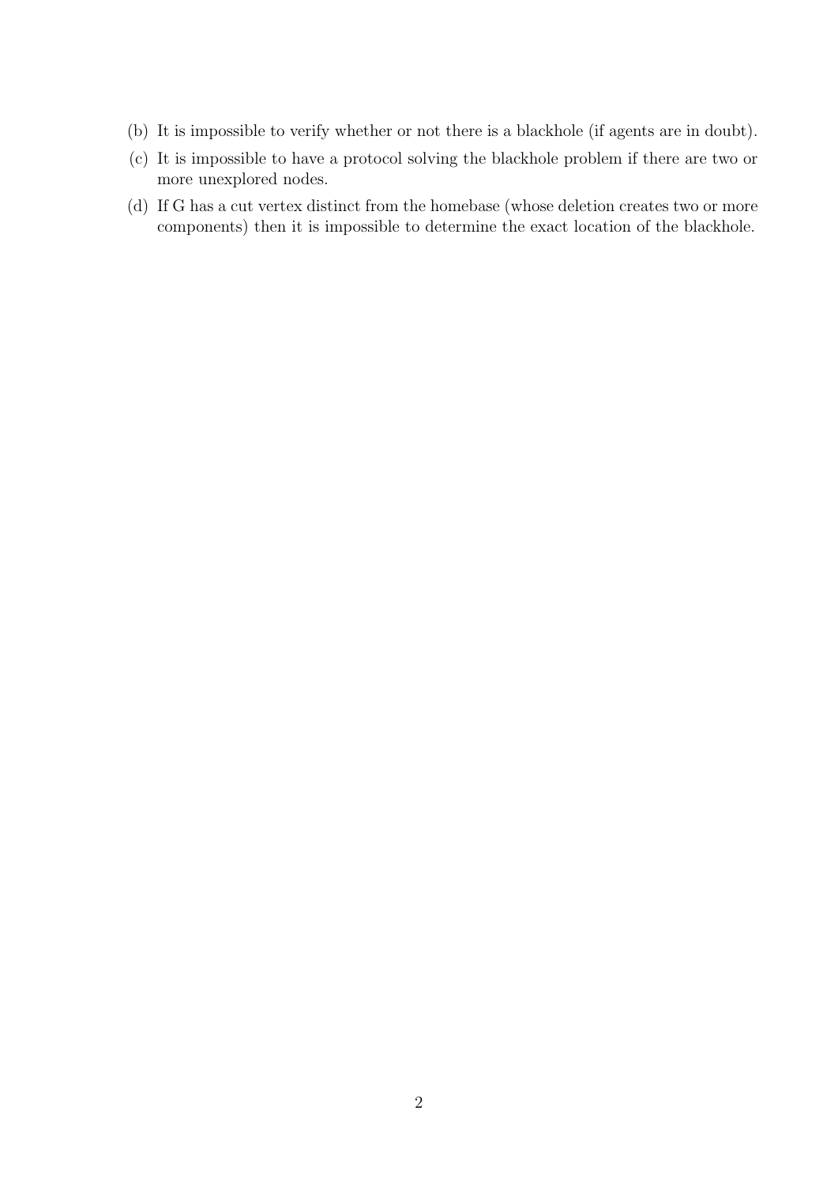(b) It is impossible to verify whether or not there is a blackhole (if agents are in doubt).

(c) It is impossible to have a protocol solving the blackhole problem if there are two or more unexplored nodes.

(d) If G has a cut vertex distinct from the homebase (whose deletion creates two or more components) then it is impossible to determine the exact location of the blackhole.